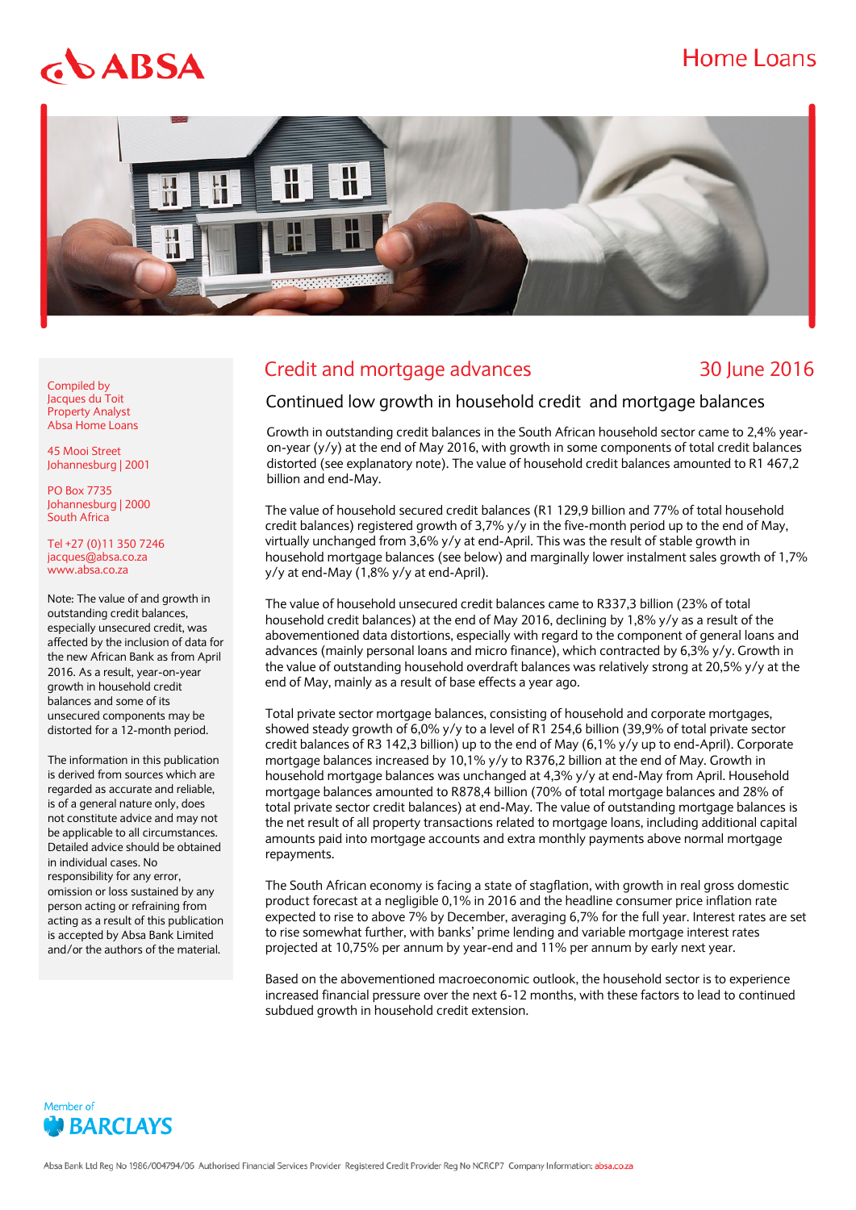ABSA

Home Loans

# Credit and mortgage advances

30 June 2016

## Continued low growth in household credit and mortgage balances

Growth in outstanding credit balances in the South African household sector came to 2,4% year-on-year (y/y) at the end of May 2016, with growth in some components of total credit balances distorted (see explanatory note). The value of household credit balances amounted to R1 467,2 billion and end-May.

The value of household secured credit balances (R1 129,9 billion and 77% of total household credit balances) registered growth of 3,7% y/y in the five-month period up to the end of May, virtually unchanged from 3,6% y/y at end-April. This was the result of stable growth in household mortgage balances (see below) and marginally lower instalment sales growth of 1,7% y/y at end-May (1,8% y/y at end-April).

The value of household unsecured credit balances came to R337,3 billion (23% of total household credit balances) at the end of May 2016, declining by 1,8% y/y as a result of the abovementioned data distortions, especially with regard to the component of general loans and advances (mainly personal loans and micro finance), which contracted by 6,3% y/y. Growth in the value of outstanding household overdraft balances was relatively strong at 20,5% y/y at the end of May, mainly as a result of base effects a year ago.

Total private sector mortgage balances, consisting of household and corporate mortgages, showed steady growth of 6,0% y/y to a level of R1 254,6 billion (39,9% of total private sector credit balances of R3 142,3 billion) up to the end of May (6,1% y/y up to end-April). Corporate mortgage balances increased by 10,1% y/y to R376,2 billion at the end of May. Growth in household mortgage balances was unchanged at 4,3% y/y at end-May from April. Household mortgage balances amounted to R878,4 billion (70% of total mortgage balances and 28% of total private sector credit balances) at end-May. The value of outstanding mortgage balances is the net result of all property transactions related to mortgage loans, including additional capital amounts paid into mortgage accounts and extra monthly payments above normal mortgage repayments.

The South African economy is facing a state of stagflation, with growth in real gross domestic product forecast at a negligible 0,1% in 2016 and the headline consumer price inflation rate expected to rise to above 7% by December, averaging 6,7% for the full year. Interest rates are set to rise somewhat further, with banks' prime lending and variable mortgage interest rates projected at 10,75% per annum by year-end and 11% per annum by early next year.

Based on the abovementioned macroeconomic outlook, the household sector is to experience increased financial pressure over the next 6-12 months, with these factors to lead to continued subdued growth in household credit extension.

Compiled by
Jacques du Toit
Property Analyst
Absa Home Loans

45 Mooi Street
Johannesburg | 2001

PO Box 7735
Johannesburg | 2000
South Africa

Tel +27 (0)11 350 7246
jacques@absa.co.za
www.absa.co.za

Note: The value of and growth in outstanding credit balances, especially unsecured credit, was affected by the inclusion of data for the new African Bank as from April 2016. As a result, year-on-year growth in household credit balances and some of its unsecured components may be distorted for a 12-month period.

The information in this publication is derived from sources which are regarded as accurate and reliable, is of a general nature only, does not constitute advice and may not be applicable to all circumstances. Detailed advice should be obtained in individual cases. No responsibility for any error, omission or loss sustained by any person acting or refraining from acting as a result of this publication is accepted by Absa Bank Limited and/or the authors of the material.

Member of BARCLAYS

Absa Bank Ltd Reg No 1986/004794/06 Authorised Financial Services Provider Registered Credit Provider Reg No NCRCP7 Company Information: absa.co.za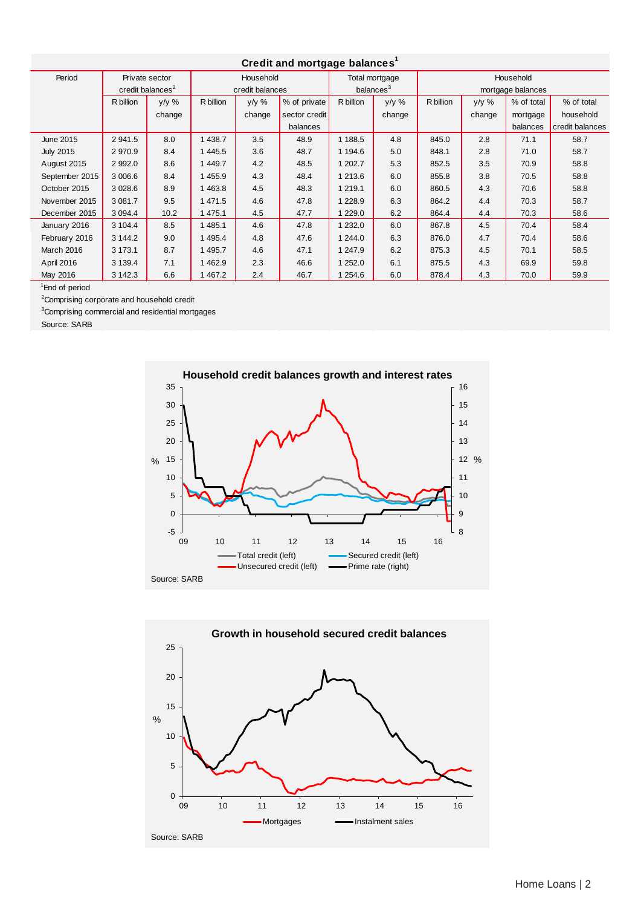## Credit and mortgage balances[1]

| Period | Private sector credit balances[2] | | Household credit balances | | | Total mortgage balances[3] | | Household mortgage balances | | | |
|---|---|---|---|---|---|---|---|---|---|---|---|
| | R billion | y/y % change | R billion | y/y % change | % of private sector credit balances | R billion | y/y % change | R billion | y/y % change | % of total mortgage balances | % of total household credit balances |
| June 2015 | 2 941.5 | 8.0 | 1 438.7 | 3.5 | 48.9 | 1 188.5 | 4.8 | 845.0 | 2.8 | 71.1 | 58.7 |
| July 2015 | 2 970.9 | 8.4 | 1 445.5 | 3.6 | 48.7 | 1 194.6 | 5.0 | 848.1 | 2.8 | 71.0 | 58.7 |
| August 2015 | 2 992.0 | 8.6 | 1 449.7 | 4.2 | 48.5 | 1 202.7 | 5.3 | 852.5 | 3.5 | 70.9 | 58.8 |
| September 2015 | 3 006.6 | 8.4 | 1 455.9 | 4.3 | 48.4 | 1 213.6 | 6.0 | 855.8 | 3.8 | 70.5 | 58.8 |
| October 2015 | 3 028.6 | 8.9 | 1 463.8 | 4.5 | 48.3 | 1 219.1 | 6.0 | 860.5 | 4.3 | 70.6 | 58.8 |
| November 2015 | 3 081.7 | 9.5 | 1 471.5 | 4.6 | 47.8 | 1 228.9 | 6.3 | 864.2 | 4.4 | 70.3 | 58.7 |
| December 2015 | 3 094.4 | 10.2 | 1 475.1 | 4.5 | 47.7 | 1 229.0 | 6.2 | 864.4 | 4.4 | 70.3 | 58.6 |
| January 2016 | 3 104.4 | 8.5 | 1 485.1 | 4.6 | 47.8 | 1 232.0 | 6.0 | 867.8 | 4.5 | 70.4 | 58.4 |
| February 2016 | 3 144.2 | 9.0 | 1 495.4 | 4.8 | 47.6 | 1 244.0 | 6.3 | 876.0 | 4.7 | 70.4 | 58.6 |
| March 2016 | 3 173.1 | 8.7 | 1 495.7 | 4.6 | 47.1 | 1 247.9 | 6.2 | 875.3 | 4.5 | 70.1 | 58.5 |
| April 2016 | 3 139.4 | 7.1 | 1 462.9 | 2.3 | 46.6 | 1 252.0 | 6.1 | 875.5 | 4.3 | 69.9 | 59.8 |
| May 2016 | 3 142.3 | 6.6 | 1 467.2 | 2.4 | 46.7 | 1 254.6 | 6.0 | 878.4 | 4.3 | 70.0 | 59.9 |

[1]End of period

[2]Comprising corporate and household credit

[3]Comprising commercial and residential mortgages

Source: SARB

### Household credit balances growth and interest rates

Source: SARB

### Growth in household secured credit balances

Source: SARB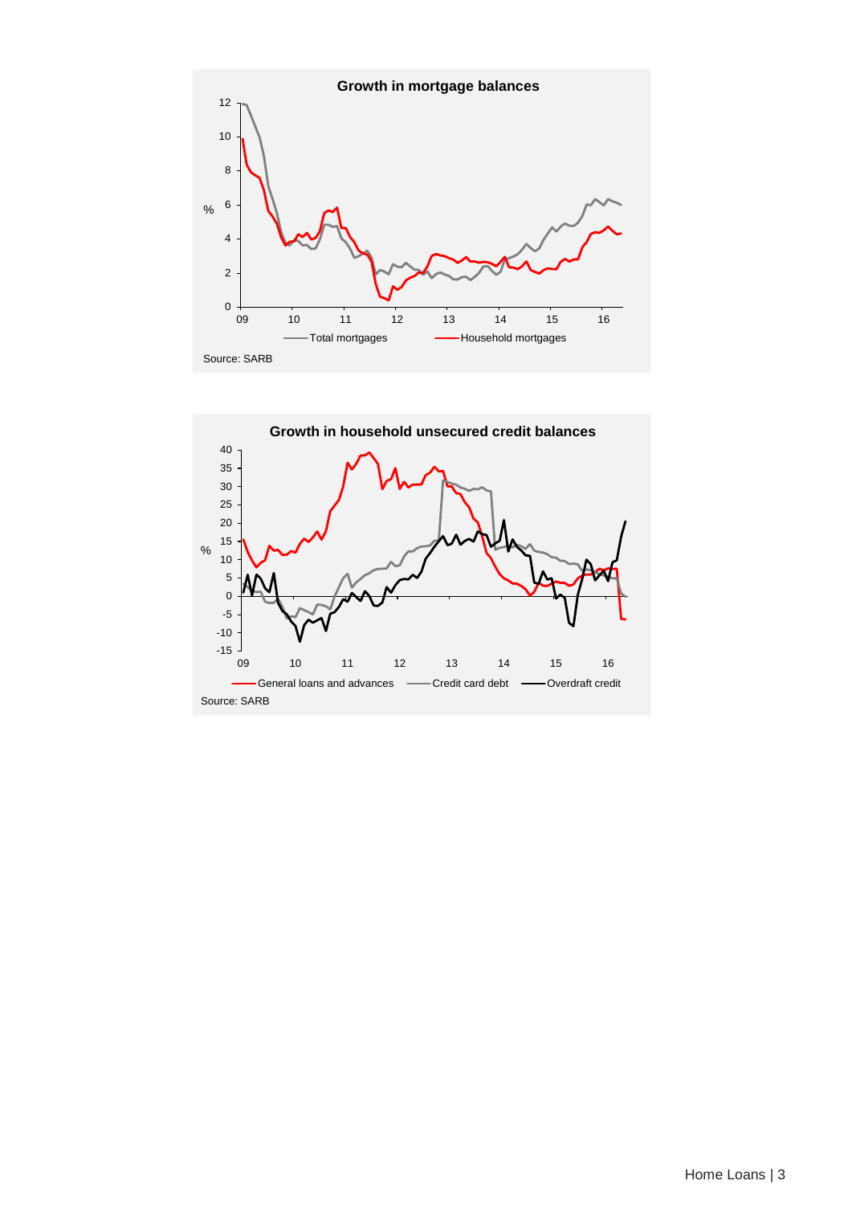**Growth in mortgage balances**

%

12
10
8
6
4
2
0

09 10 11 12 13 14 15 16

Total mortgages
Household mortgages

Source: SARB

**Growth in household unsecured credit balances**

%

40
35
30
25
20
15
10
5
0
-5
-10
-15

09 10 11 12 13 14 15 16

General loans and advances
Credit card debt
Overdraft credit

Source: SARB